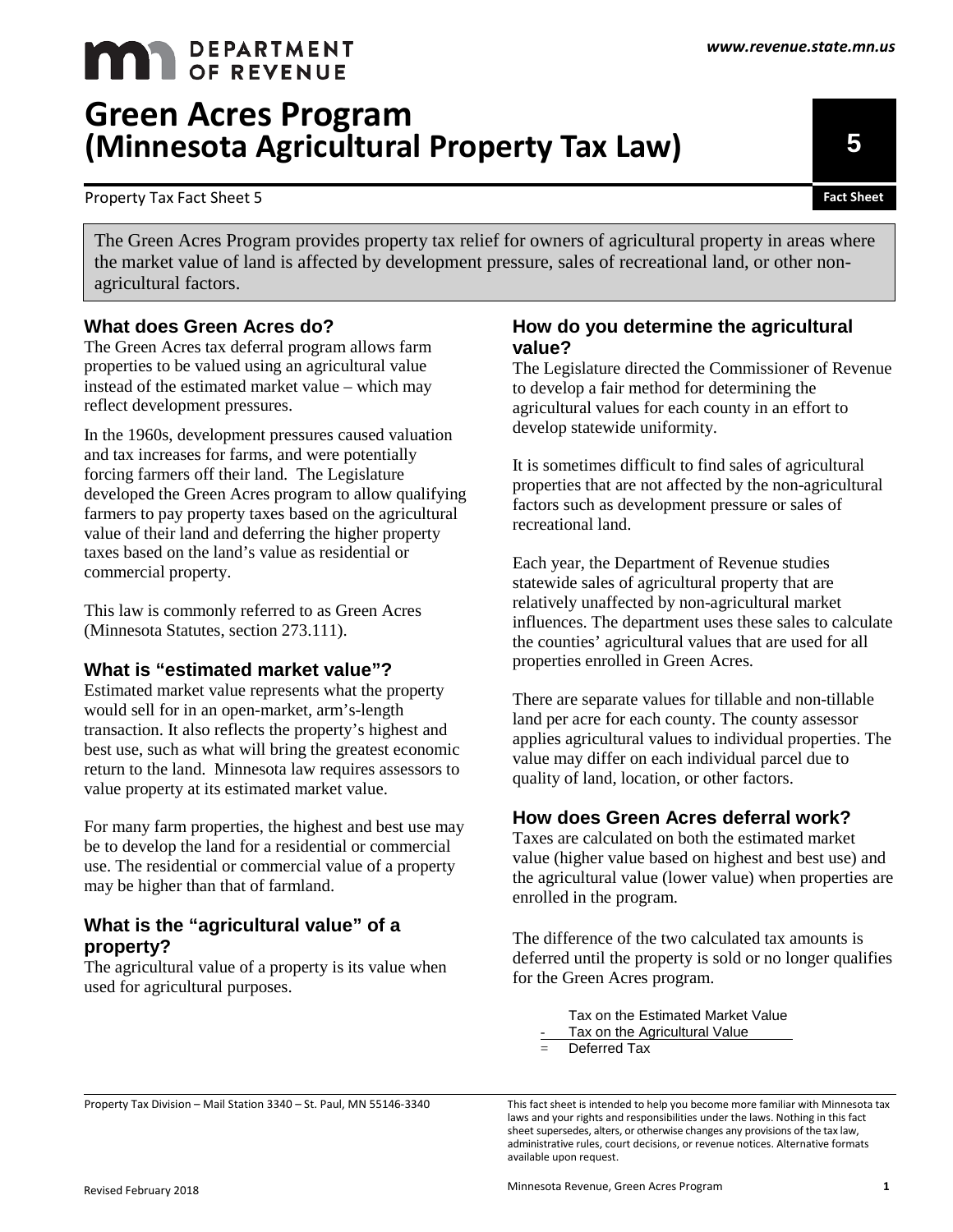# Green Acres Program (Minnesota Agricultural Property Tax Law)

Property Tax Fact Sheet 5

The Green Acres Program provides property tax relief for owners of agricultural property in areas where the market value of land is affected by development pressure, sales of recreational land, or other non-agricultural factors.

## What does Green Acres do?

The Green Acres tax deferral program allows farm properties to be valued using an agricultural value instead of the estimated market value – which may reflect development pressures.

In the 1960s, development pressures caused valuation and tax increases for farms, and were potentially forcing farmers off their land. The Legislature developed the Green Acres program to allow qualifying farmers to pay property taxes based on the agricultural value of their land and deferring the higher property taxes based on the land's value as residential or commercial property.

This law is commonly referred to as Green Acres (Minnesota Statutes, section 273.111).

## What is "estimated market value"?

Estimated market value represents what the property would sell for in an open-market, arm's-length transaction. It also reflects the property's highest and best use, such as what will bring the greatest economic return to the land. Minnesota law requires assessors to value property at its estimated market value.

For many farm properties, the highest and best use may be to develop the land for a residential or commercial use. The residential or commercial value of a property may be higher than that of farmland.

## What is the "agricultural value" of a property?

The agricultural value of a property is its value when used for agricultural purposes.

## How do you determine the agricultural value?

The Legislature directed the Commissioner of Revenue to develop a fair method for determining the agricultural values for each county in an effort to develop statewide uniformity.

It is sometimes difficult to find sales of agricultural properties that are not affected by the non-agricultural factors such as development pressure or sales of recreational land.

Each year, the Department of Revenue studies statewide sales of agricultural property that are relatively unaffected by non-agricultural market influences. The department uses these sales to calculate the counties' agricultural values that are used for all properties enrolled in Green Acres.

There are separate values for tillable and non-tillable land per acre for each county. The county assessor applies agricultural values to individual properties. The value may differ on each individual parcel due to quality of land, location, or other factors.

## How does Green Acres deferral work?

Taxes are calculated on both the estimated market value (higher value based on highest and best use) and the agricultural value (lower value) when properties are enrolled in the program.

The difference of the two calculated tax amounts is deferred until the property is sold or no longer qualifies for the Green Acres program.

|   |   |
|---|---|
|   | Tax on the Estimated Market Value |
| - | Tax on the Agricultural Value |
| = | Deferred Tax |

Property Tax Division – Mail Station 3340 – St. Paul, MN 55146-3340

This fact sheet is intended to help you become more familiar with Minnesota tax laws and your rights and responsibilities under the laws. Nothing in this fact sheet supersedes, alters, or otherwise changes any provisions of the tax law, administrative rules, court decisions, or revenue notices. Alternative formats available upon request.

Revised February 2018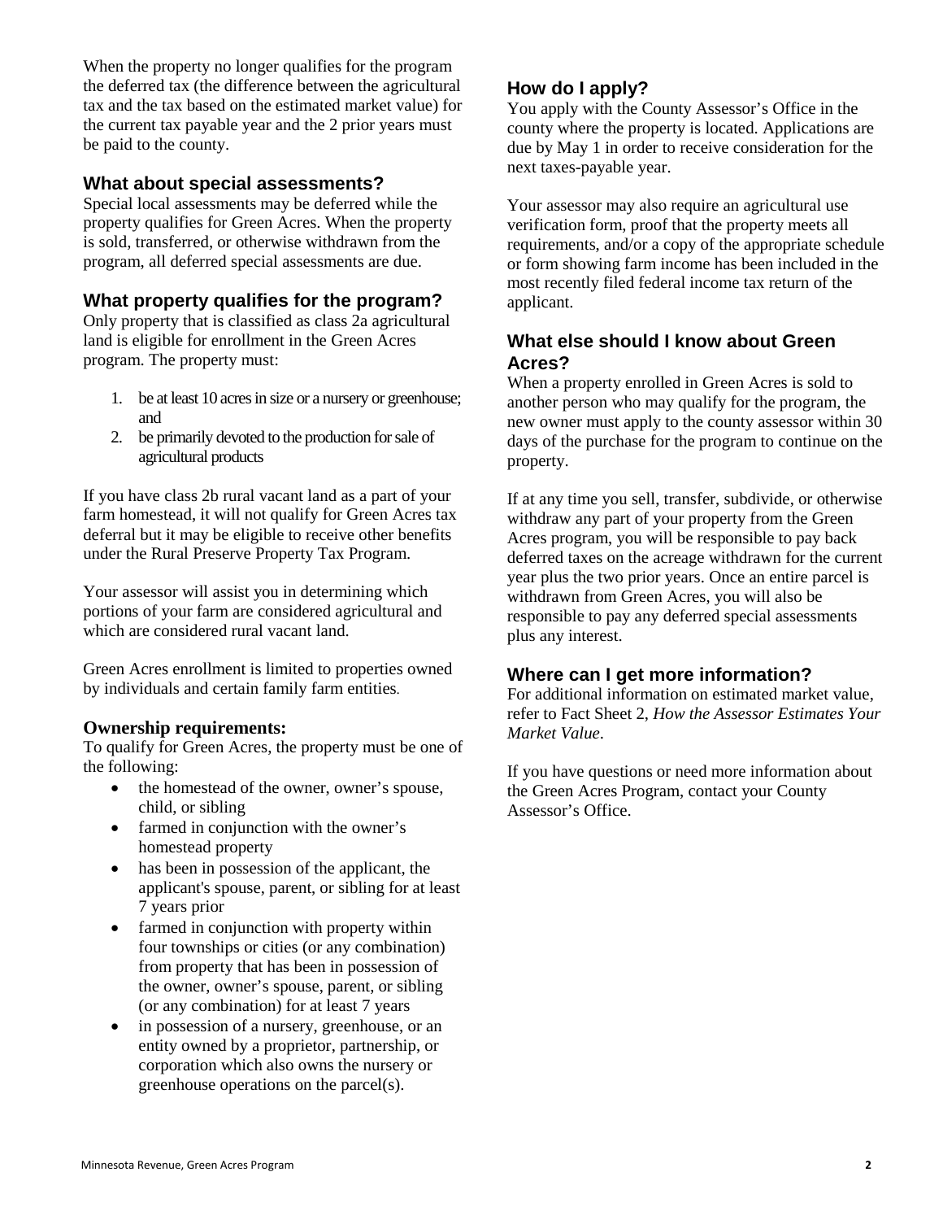When the property no longer qualifies for the program the deferred tax (the difference between the agricultural tax and the tax based on the estimated market value) for the current tax payable year and the 2 prior years must be paid to the county.

### What about special assessments?

Special local assessments may be deferred while the property qualifies for Green Acres. When the property is sold, transferred, or otherwise withdrawn from the program, all deferred special assessments are due.

### What property qualifies for the program?

Only property that is classified as class 2a agricultural land is eligible for enrollment in the Green Acres program. The property must:

1. be at least 10 acres in size or a nursery or greenhouse; and
2. be primarily devoted to the production for sale of agricultural products

If you have class 2b rural vacant land as a part of your farm homestead, it will not qualify for Green Acres tax deferral but it may be eligible to receive other benefits under the Rural Preserve Property Tax Program.

Your assessor will assist you in determining which portions of your farm are considered agricultural and which are considered rural vacant land.

Green Acres enrollment is limited to properties owned by individuals and certain family farm entities.

**Ownership requirements:**

To qualify for Green Acres, the property must be one of the following:

- the homestead of the owner, owner's spouse, child, or sibling
- farmed in conjunction with the owner's homestead property
- has been in possession of the applicant, the applicant's spouse, parent, or sibling for at least 7 years prior
- farmed in conjunction with property within four townships or cities (or any combination) from property that has been in possession of the owner, owner's spouse, parent, or sibling (or any combination) for at least 7 years
- in possession of a nursery, greenhouse, or an entity owned by a proprietor, partnership, or corporation which also owns the nursery or greenhouse operations on the parcel(s).

### How do I apply?

You apply with the County Assessor's Office in the county where the property is located. Applications are due by May 1 in order to receive consideration for the next taxes-payable year.

Your assessor may also require an agricultural use verification form, proof that the property meets all requirements, and/or a copy of the appropriate schedule or form showing farm income has been included in the most recently filed federal income tax return of the applicant.

### What else should I know about Green Acres?

When a property enrolled in Green Acres is sold to another person who may qualify for the program, the new owner must apply to the county assessor within 30 days of the purchase for the program to continue on the property.

If at any time you sell, transfer, subdivide, or otherwise withdraw any part of your property from the Green Acres program, you will be responsible to pay back deferred taxes on the acreage withdrawn for the current year plus the two prior years. Once an entire parcel is withdrawn from Green Acres, you will also be responsible to pay any deferred special assessments plus any interest.

### Where can I get more information?

For additional information on estimated market value, refer to Fact Sheet 2, *How the Assessor Estimates Your Market Value*.

If you have questions or need more information about the Green Acres Program, contact your County Assessor's Office.